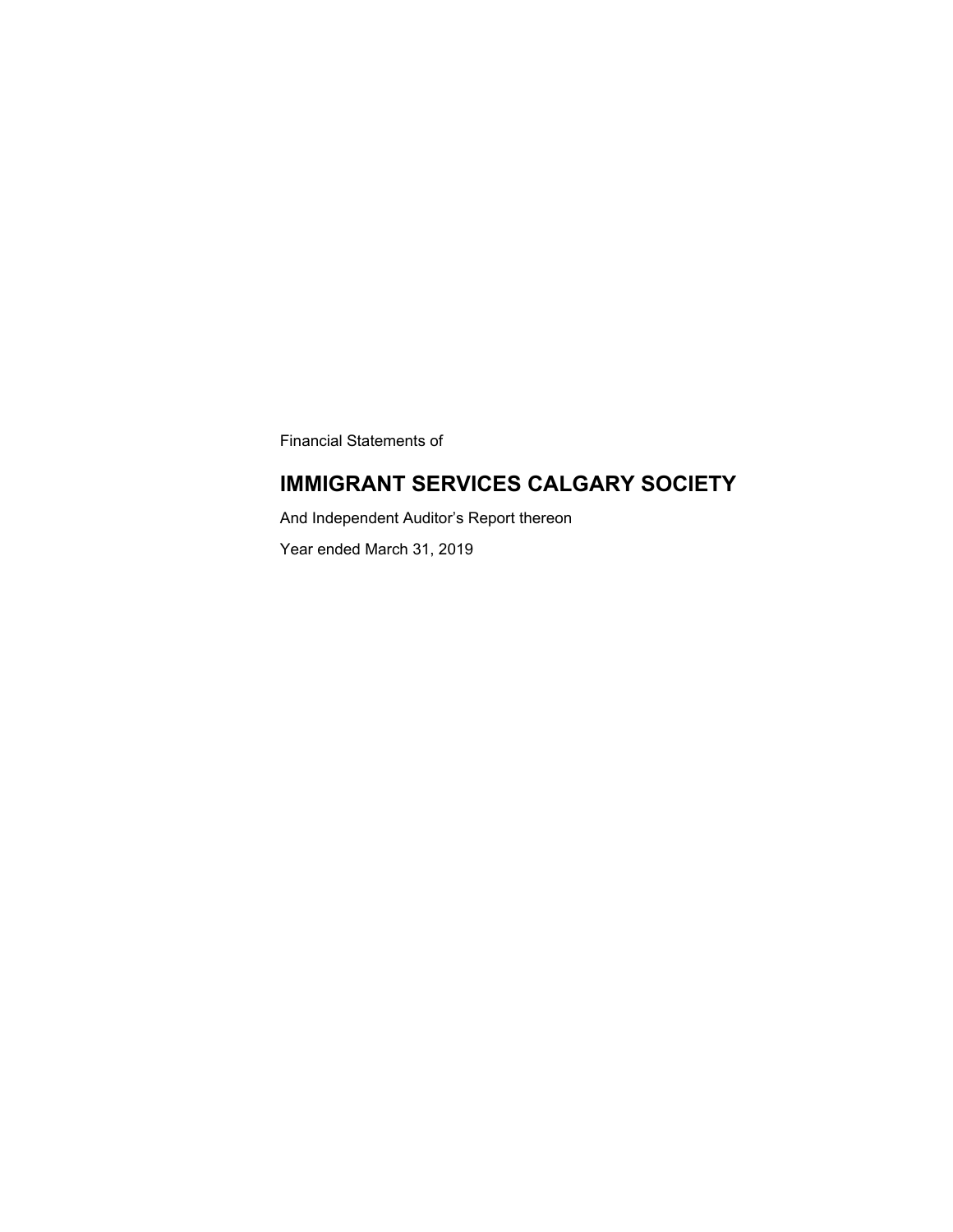Financial Statements of

# IMMIGRANT SERVICES CALGARY SOCIETY

And Independent Auditor's Report thereon

Year ended March 31, 2019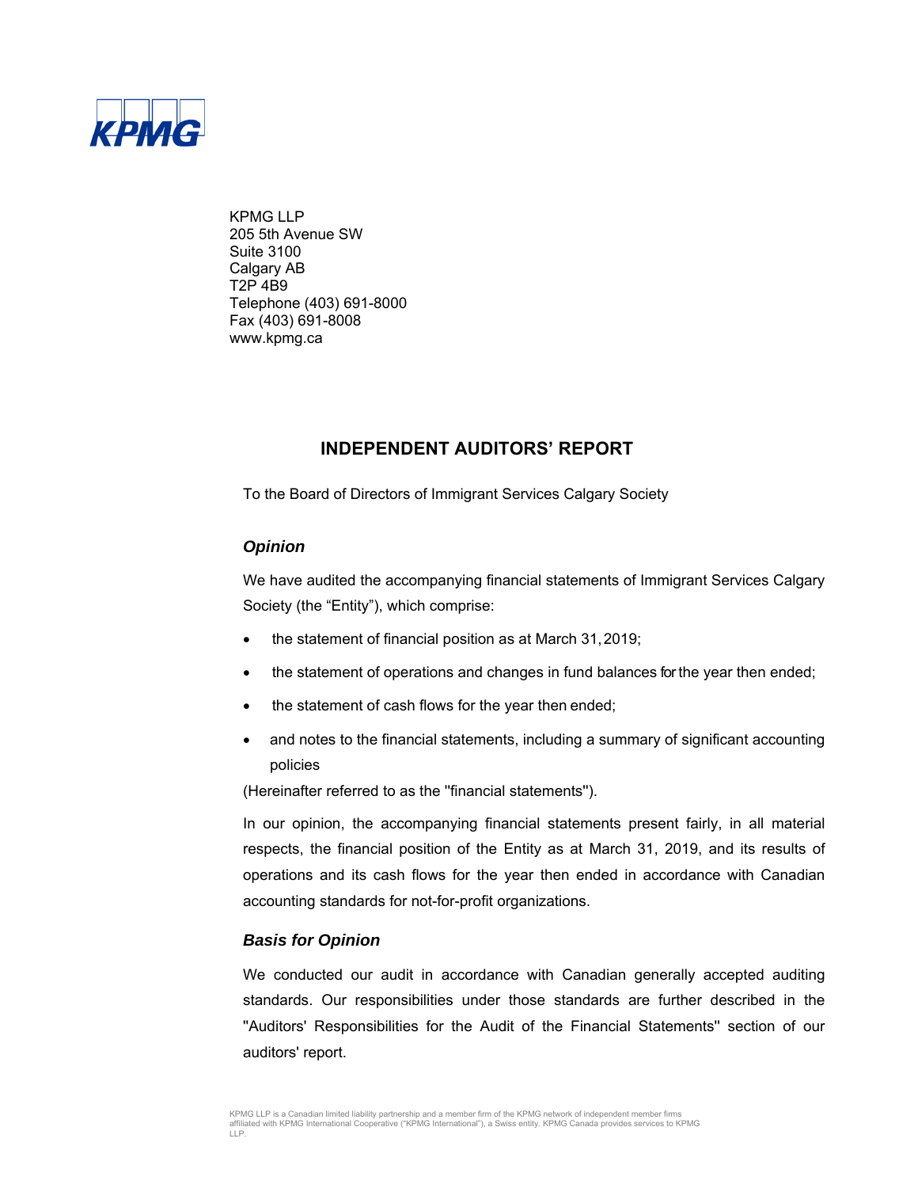KPMG LLP
205 5th Avenue SW
Suite 3100
Calgary AB
T2P 4B9
Telephone (403) 691-8000
Fax (403) 691-8008
www.kpmg.ca

# INDEPENDENT AUDITORS' REPORT

To the Board of Directors of Immigrant Services Calgary Society

### *Opinion*

We have audited the accompanying financial statements of Immigrant Services Calgary Society (the "Entity"), which comprise:

- the statement of financial position as at March 31, 2019;
- the statement of operations and changes in fund balances for the year then ended;
- the statement of cash flows for the year then ended;
- and notes to the financial statements, including a summary of significant accounting policies

(Hereinafter referred to as the ''financial statements'').

In our opinion, the accompanying financial statements present fairly, in all material respects, the financial position of the Entity as at March 31, 2019, and its results of operations and its cash flows for the year then ended in accordance with Canadian accounting standards for not-for-profit organizations.

### *Basis for Opinion*

We conducted our audit in accordance with Canadian generally accepted auditing standards. Our responsibilities under those standards are further described in the ''Auditors' Responsibilities for the Audit of the Financial Statements'' section of our auditors' report.

KPMG LLP is a Canadian limited liability partnership and a member firm of the KPMG network of independent member firms affiliated with KPMG International Cooperative ("KPMG International"), a Swiss entity. KPMG Canada provides services to KPMG LLP.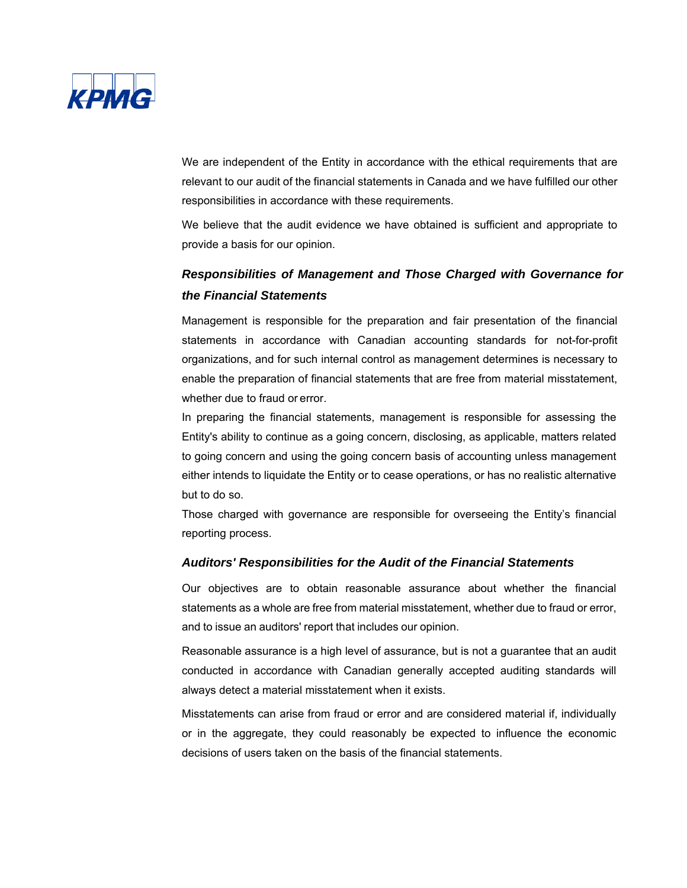We are independent of the Entity in accordance with the ethical requirements that are relevant to our audit of the financial statements in Canada and we have fulfilled our other responsibilities in accordance with these requirements.

We believe that the audit evidence we have obtained is sufficient and appropriate to provide a basis for our opinion.

### *Responsibilities of Management and Those Charged with Governance for the Financial Statements*

Management is responsible for the preparation and fair presentation of the financial statements in accordance with Canadian accounting standards for not-for-profit organizations, and for such internal control as management determines is necessary to enable the preparation of financial statements that are free from material misstatement, whether due to fraud or error.

In preparing the financial statements, management is responsible for assessing the Entity's ability to continue as a going concern, disclosing, as applicable, matters related to going concern and using the going concern basis of accounting unless management either intends to liquidate the Entity or to cease operations, or has no realistic alternative but to do so.

Those charged with governance are responsible for overseeing the Entity's financial reporting process.

### *Auditors' Responsibilities for the Audit of the Financial Statements*

Our objectives are to obtain reasonable assurance about whether the financial statements as a whole are free from material misstatement, whether due to fraud or error, and to issue an auditors' report that includes our opinion.

Reasonable assurance is a high level of assurance, but is not a guarantee that an audit conducted in accordance with Canadian generally accepted auditing standards will always detect a material misstatement when it exists.

Misstatements can arise from fraud or error and are considered material if, individually or in the aggregate, they could reasonably be expected to influence the economic decisions of users taken on the basis of the financial statements.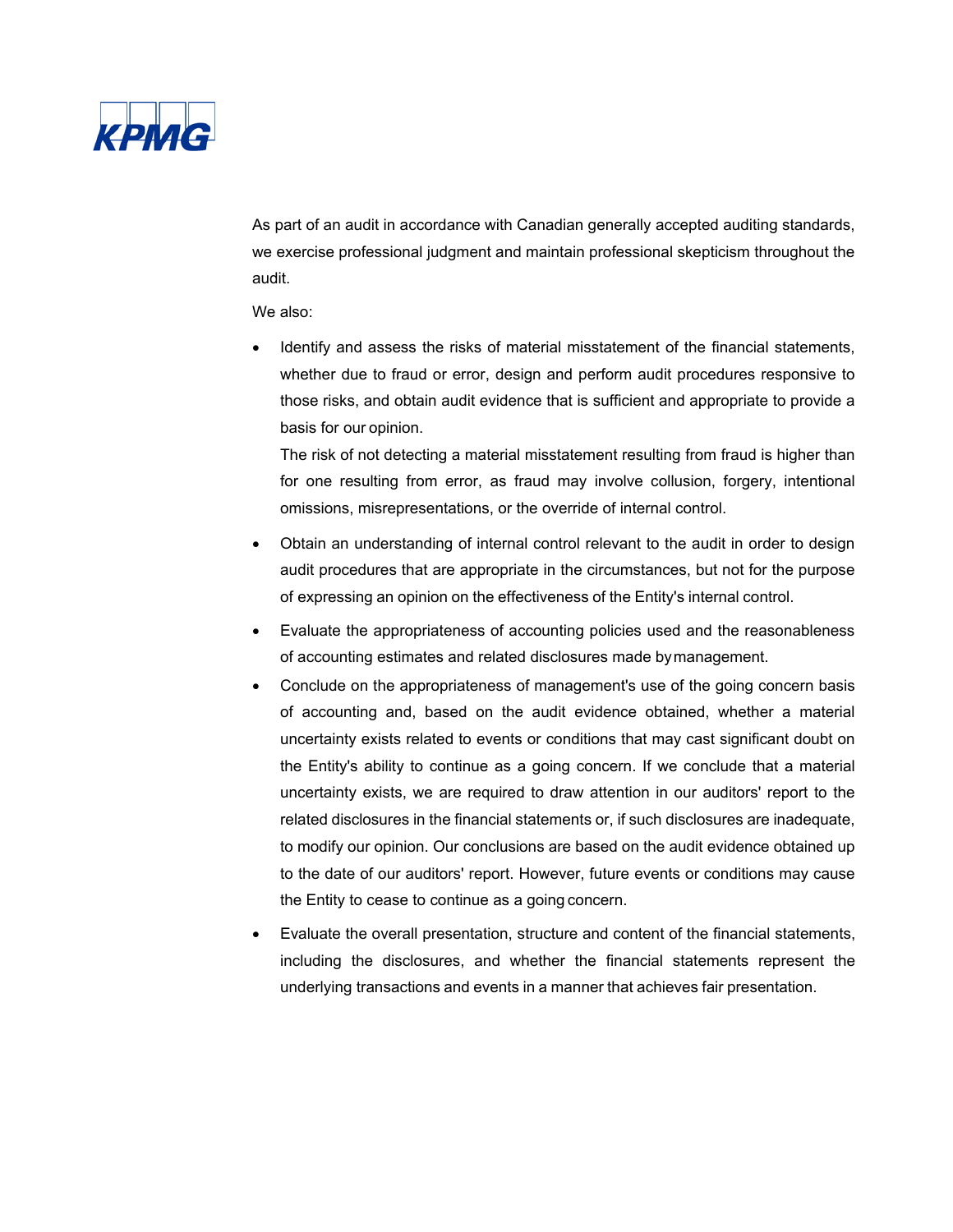As part of an audit in accordance with Canadian generally accepted auditing standards, we exercise professional judgment and maintain professional skepticism throughout the audit.

We also:

- Identify and assess the risks of material misstatement of the financial statements, whether due to fraud or error, design and perform audit procedures responsive to those risks, and obtain audit evidence that is sufficient and appropriate to provide a basis for our opinion.

  The risk of not detecting a material misstatement resulting from fraud is higher than for one resulting from error, as fraud may involve collusion, forgery, intentional omissions, misrepresentations, or the override of internal control.

- Obtain an understanding of internal control relevant to the audit in order to design audit procedures that are appropriate in the circumstances, but not for the purpose of expressing an opinion on the effectiveness of the Entity's internal control.

- Evaluate the appropriateness of accounting policies used and the reasonableness of accounting estimates and related disclosures made by management.

- Conclude on the appropriateness of management's use of the going concern basis of accounting and, based on the audit evidence obtained, whether a material uncertainty exists related to events or conditions that may cast significant doubt on the Entity's ability to continue as a going concern. If we conclude that a material uncertainty exists, we are required to draw attention in our auditors' report to the related disclosures in the financial statements or, if such disclosures are inadequate, to modify our opinion. Our conclusions are based on the audit evidence obtained up to the date of our auditors' report. However, future events or conditions may cause the Entity to cease to continue as a going concern.

- Evaluate the overall presentation, structure and content of the financial statements, including the disclosures, and whether the financial statements represent the underlying transactions and events in a manner that achieves fair presentation.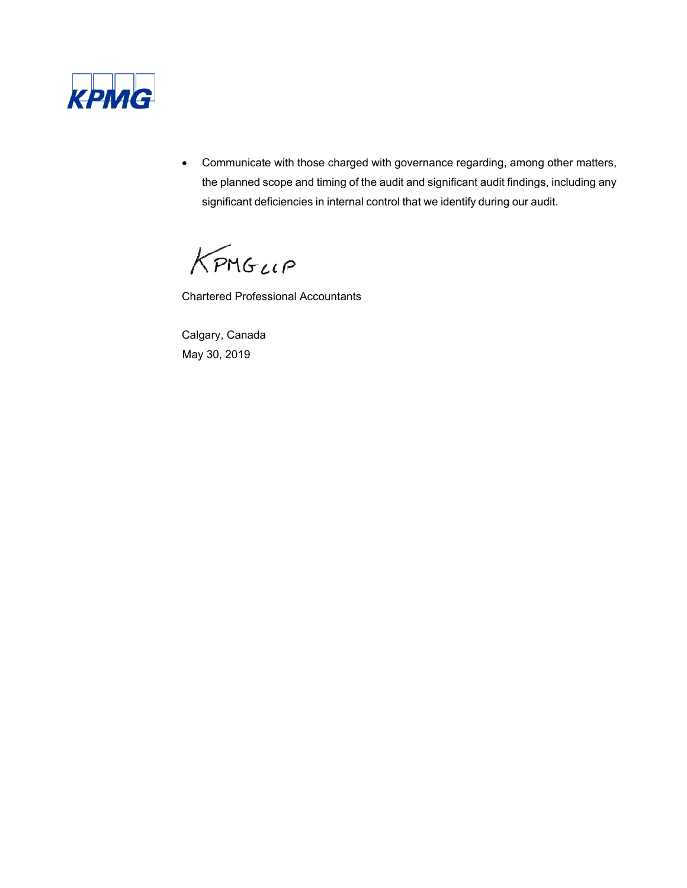- Communicate with those charged with governance regarding, among other matters, the planned scope and timing of the audit and significant audit findings, including any significant deficiencies in internal control that we identify during our audit.

KPMG LLP

Chartered Professional Accountants

Calgary, Canada
May 30, 2019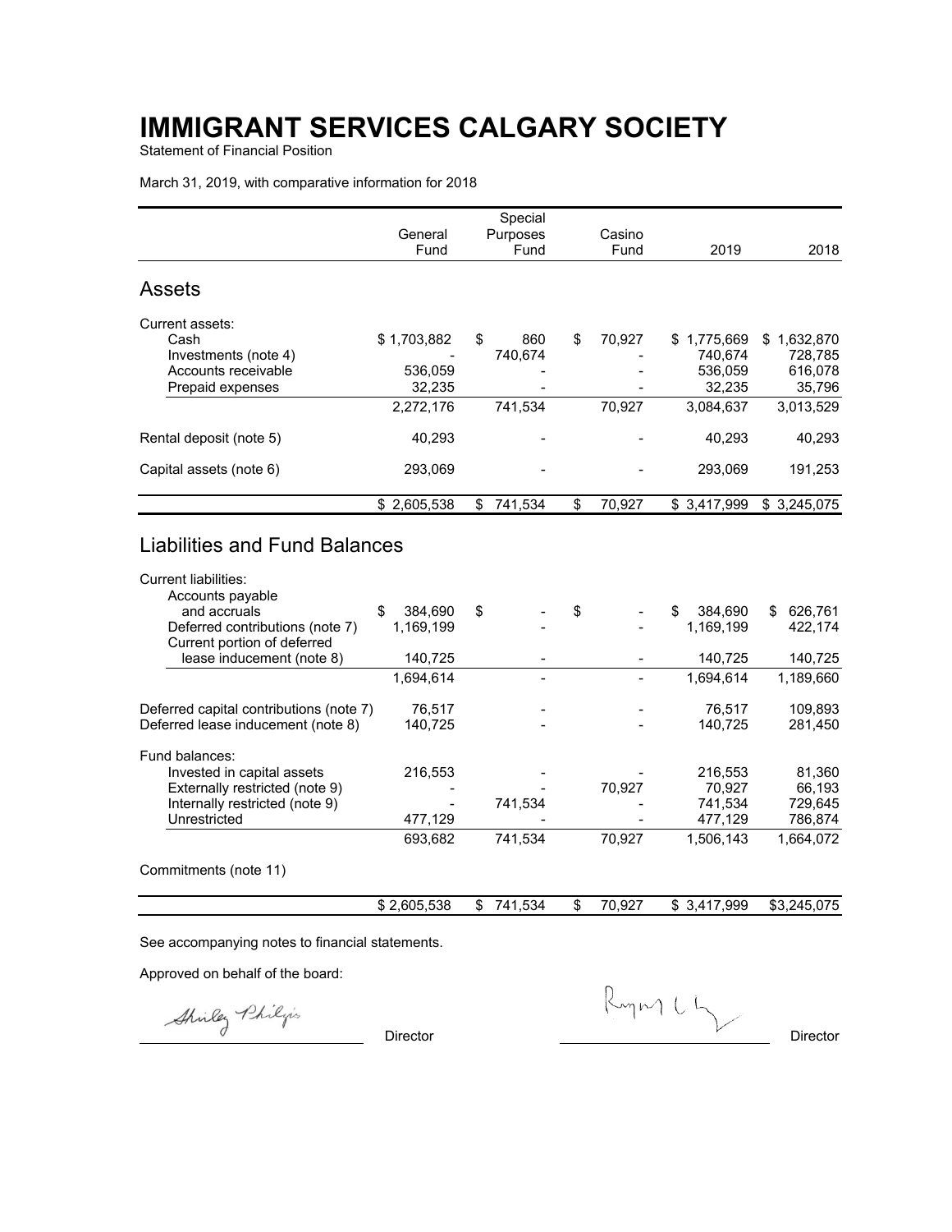# IMMIGRANT SERVICES CALGARY SOCIETY

Statement of Financial Position

March 31, 2019, with comparative information for 2018

| | General Fund | Special Purposes Fund | Casino Fund | 2019 | 2018 |
|---|---|---|---|---|---|
| **Assets** | | | | | |
| Current assets: | | | | | |
| Cash | $ 1,703,882 | $ 860 | $ 70,927 | $ 1,775,669 | $ 1,632,870 |
| Investments (note 4) | - | 740,674 | - | 740,674 | 728,785 |
| Accounts receivable | 536,059 | - | - | 536,059 | 616,078 |
| Prepaid expenses | 32,235 | - | - | 32,235 | 35,796 |
| | 2,272,176 | 741,534 | 70,927 | 3,084,637 | 3,013,529 |
| Rental deposit (note 5) | 40,293 | - | - | 40,293 | 40,293 |
| Capital assets (note 6) | 293,069 | - | - | 293,069 | 191,253 |
| | $ 2,605,538 | $ 741,534 | $ 70,927 | $ 3,417,999 | $ 3,245,075 |
| **Liabilities and Fund Balances** | | | | | |
| Current liabilities: | | | | | |
| Accounts payable and accruals | $ 384,690 | $ - | $ - | $ 384,690 | $ 626,761 |
| Deferred contributions (note 7) | 1,169,199 | - | - | 1,169,199 | 422,174 |
| Current portion of deferred lease inducement (note 8) | 140,725 | - | - | 140,725 | 140,725 |
| | 1,694,614 | - | - | 1,694,614 | 1,189,660 |
| Deferred capital contributions (note 7) | 76,517 | - | - | 76,517 | 109,893 |
| Deferred lease inducement (note 8) | 140,725 | - | - | 140,725 | 281,450 |
| Fund balances: | | | | | |
| Invested in capital assets | 216,553 | - | - | 216,553 | 81,360 |
| Externally restricted (note 9) | - | - | 70,927 | 70,927 | 66,193 |
| Internally restricted (note 9) | - | 741,534 | - | 741,534 | 729,645 |
| Unrestricted | 477,129 | - | - | 477,129 | 786,874 |
| | 693,682 | 741,534 | 70,927 | 1,506,143 | 1,664,072 |
| Commitments (note 11) | | | | | |
| | $ 2,605,538 | $ 741,534 | $ 70,927 | $ 3,417,999 | $3,245,075 |

See accompanying notes to financial statements.

Approved on behalf of the board:

Shirley Philips, Director

Director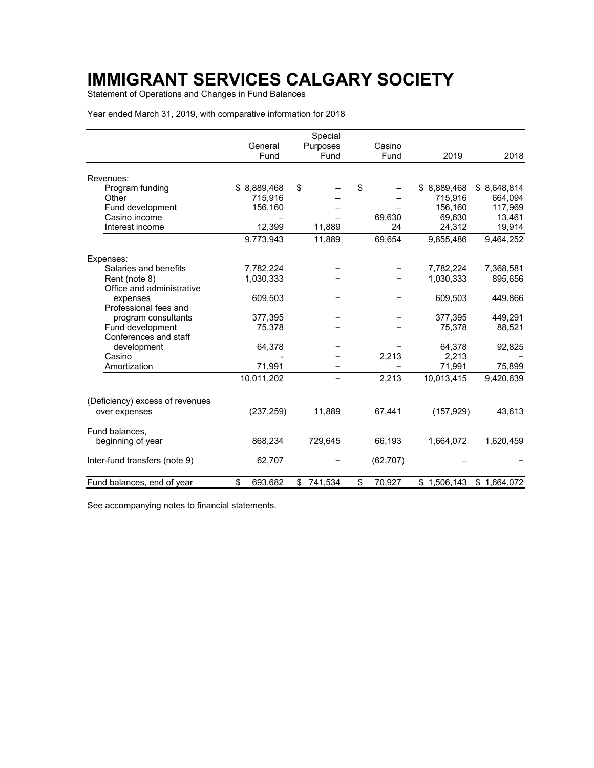# IMMIGRANT SERVICES CALGARY SOCIETY

Statement of Operations and Changes in Fund Balances

Year ended March 31, 2019, with comparative information for 2018

| | General Fund | Special Purposes Fund | Casino Fund | 2019 | 2018 |
|---|---|---|---|---|---|
| Revenues: | | | | | |
| Program funding | $ 8,889,468 | $ – | $ – | $ 8,889,468 | $ 8,648,814 |
| Other | 715,916 | – | – | 715,916 | 664,094 |
| Fund development | 156,160 | – | – | 156,160 | 117,969 |
| Casino income | – | – | 69,630 | 69,630 | 13,461 |
| Interest income | 12,399 | 11,889 | 24 | 24,312 | 19,914 |
| | 9,773,943 | 11,889 | 69,654 | 9,855,486 | 9,464,252 |
| Expenses: | | | | | |
| Salaries and benefits | 7,782,224 | – | – | 7,782,224 | 7,368,581 |
| Rent (note 8) | 1,030,333 | – | – | 1,030,333 | 895,656 |
| Office and administrative expenses | 609,503 | – | – | 609,503 | 449,866 |
| Professional fees and program consultants | 377,395 | – | – | 377,395 | 449,291 |
| Fund development | 75,378 | – | – | 75,378 | 88,521 |
| Conferences and staff development | 64,378 | – | – | 64,378 | 92,825 |
| Casino | - | – | 2,213 | 2,213 | – |
| Amortization | 71,991 | – | – | 71,991 | 75,899 |
| | 10,011,202 | – | 2,213 | 10,013,415 | 9,420,639 |
| (Deficiency) excess of revenues over expenses | (237,259) | 11,889 | 67,441 | (157,929) | 43,613 |
| Fund balances, beginning of year | 868,234 | 729,645 | 66,193 | 1,664,072 | 1,620,459 |
| Inter-fund transfers (note 9) | 62,707 | – | (62,707) | – | – |
| Fund balances, end of year | $ 693,682 | $ 741,534 | $ 70,927 | $ 1,506,143 | $ 1,664,072 |

See accompanying notes to financial statements.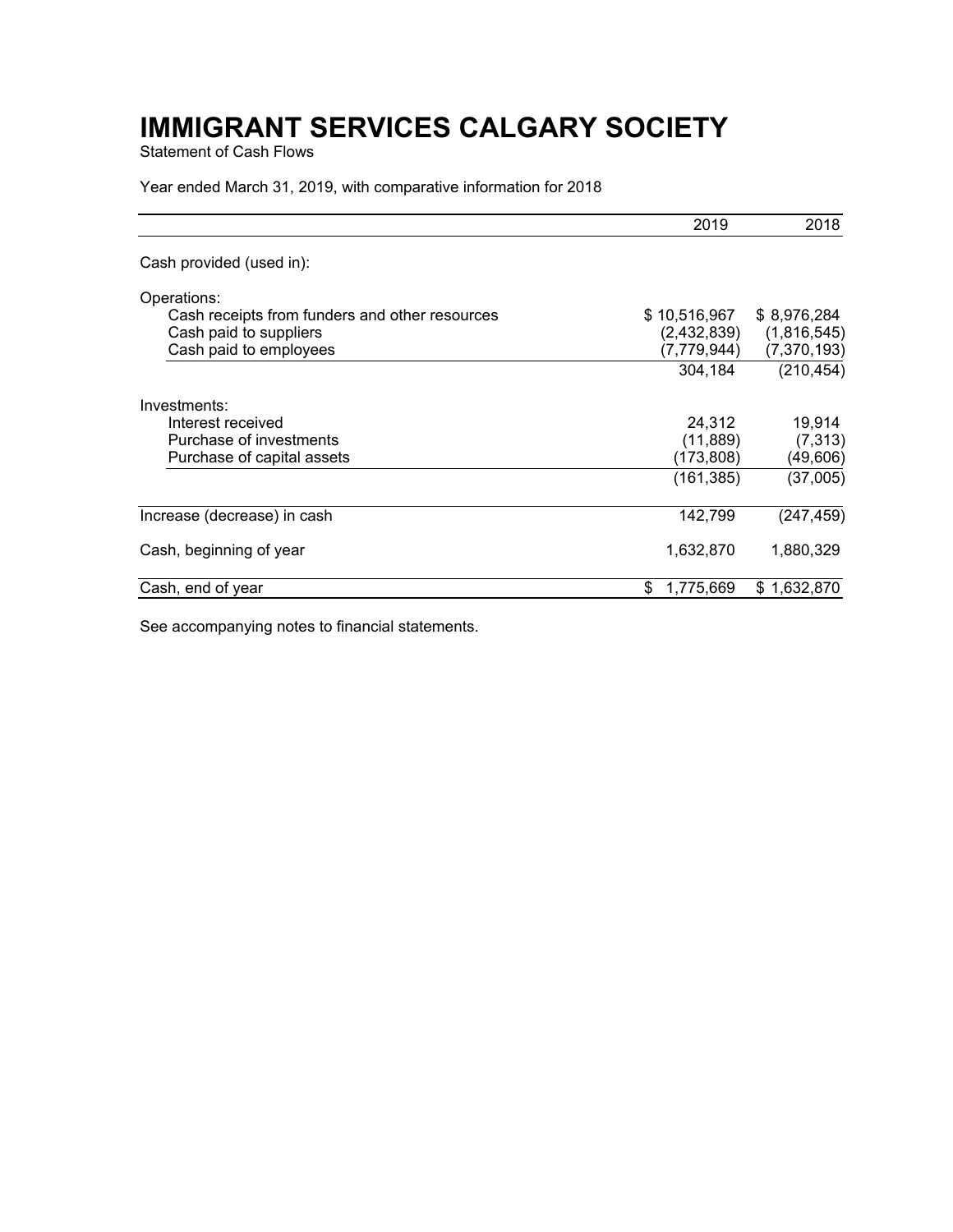# IMMIGRANT SERVICES CALGARY SOCIETY

Statement of Cash Flows

Year ended March 31, 2019, with comparative information for 2018

| | 2019 | 2018 |
|---|---|---|
| Cash provided (used in): | | |
| Operations: | | |
| Cash receipts from funders and other resources | $ 10,516,967 | $ 8,976,284 |
| Cash paid to suppliers | (2,432,839) | (1,816,545) |
| Cash paid to employees | (7,779,944) | (7,370,193) |
| | 304,184 | (210,454) |
| Investments: | | |
| Interest received | 24,312 | 19,914 |
| Purchase of investments | (11,889) | (7,313) |
| Purchase of capital assets | (173,808) | (49,606) |
| | (161,385) | (37,005) |
| Increase (decrease) in cash | 142,799 | (247,459) |
| Cash, beginning of year | 1,632,870 | 1,880,329 |
| Cash, end of year | $ 1,775,669 | $ 1,632,870 |

See accompanying notes to financial statements.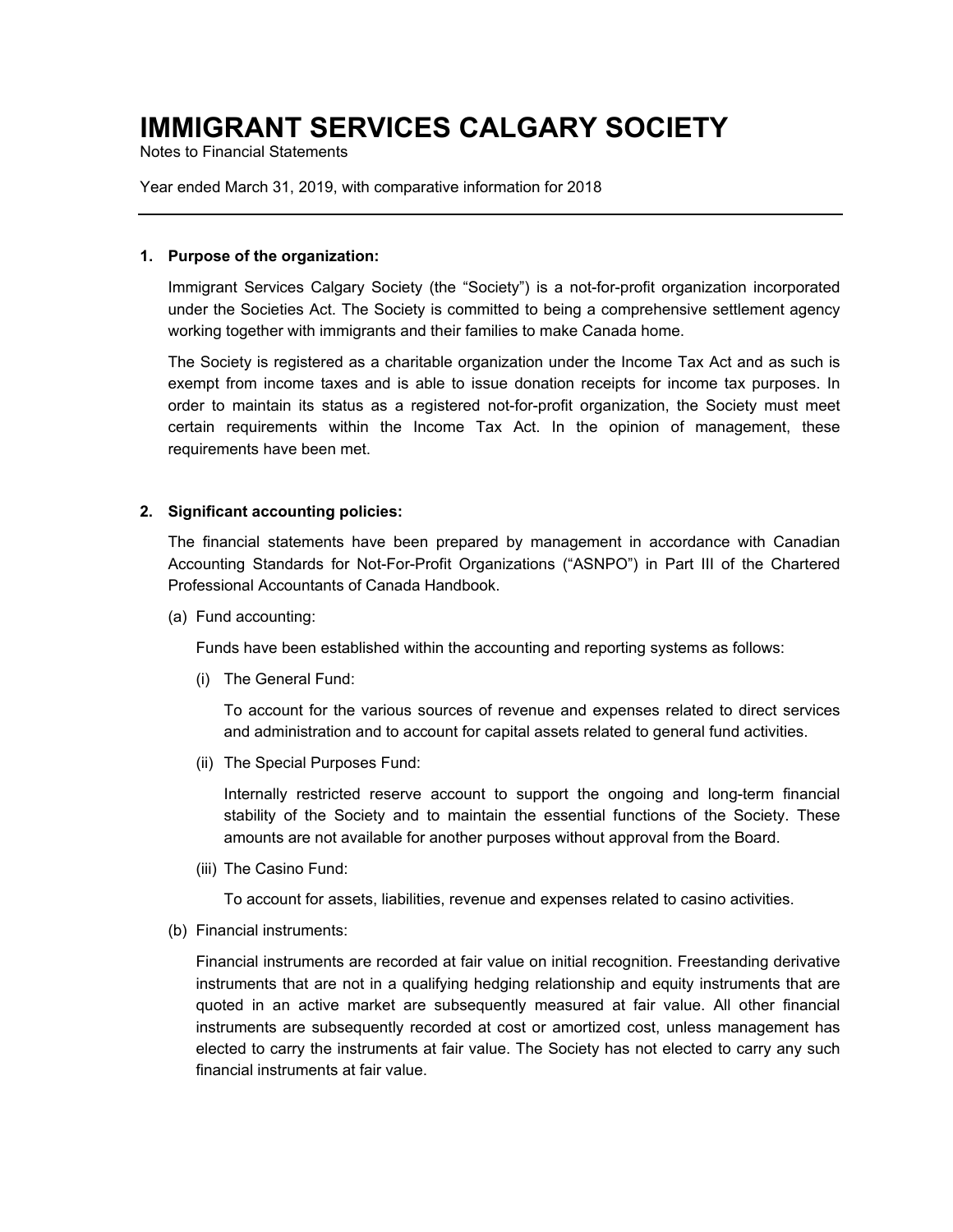# IMMIGRANT SERVICES CALGARY SOCIETY

Notes to Financial Statements

Year ended March 31, 2019, with comparative information for 2018

---

**1. Purpose of the organization:**

Immigrant Services Calgary Society (the "Society") is a not-for-profit organization incorporated under the Societies Act. The Society is committed to being a comprehensive settlement agency working together with immigrants and their families to make Canada home.

The Society is registered as a charitable organization under the Income Tax Act and as such is exempt from income taxes and is able to issue donation receipts for income tax purposes. In order to maintain its status as a registered not-for-profit organization, the Society must meet certain requirements within the Income Tax Act. In the opinion of management, these requirements have been met.

**2. Significant accounting policies:**

The financial statements have been prepared by management in accordance with Canadian Accounting Standards for Not-For-Profit Organizations ("ASNPO") in Part III of the Chartered Professional Accountants of Canada Handbook.

(a) Fund accounting:

Funds have been established within the accounting and reporting systems as follows:

(i) The General Fund:

To account for the various sources of revenue and expenses related to direct services and administration and to account for capital assets related to general fund activities.

(ii) The Special Purposes Fund:

Internally restricted reserve account to support the ongoing and long-term financial stability of the Society and to maintain the essential functions of the Society. These amounts are not available for another purposes without approval from the Board.

(iii) The Casino Fund:

To account for assets, liabilities, revenue and expenses related to casino activities.

(b) Financial instruments:

Financial instruments are recorded at fair value on initial recognition. Freestanding derivative instruments that are not in a qualifying hedging relationship and equity instruments that are quoted in an active market are subsequently measured at fair value. All other financial instruments are subsequently recorded at cost or amortized cost, unless management has elected to carry the instruments at fair value. The Society has not elected to carry any such financial instruments at fair value.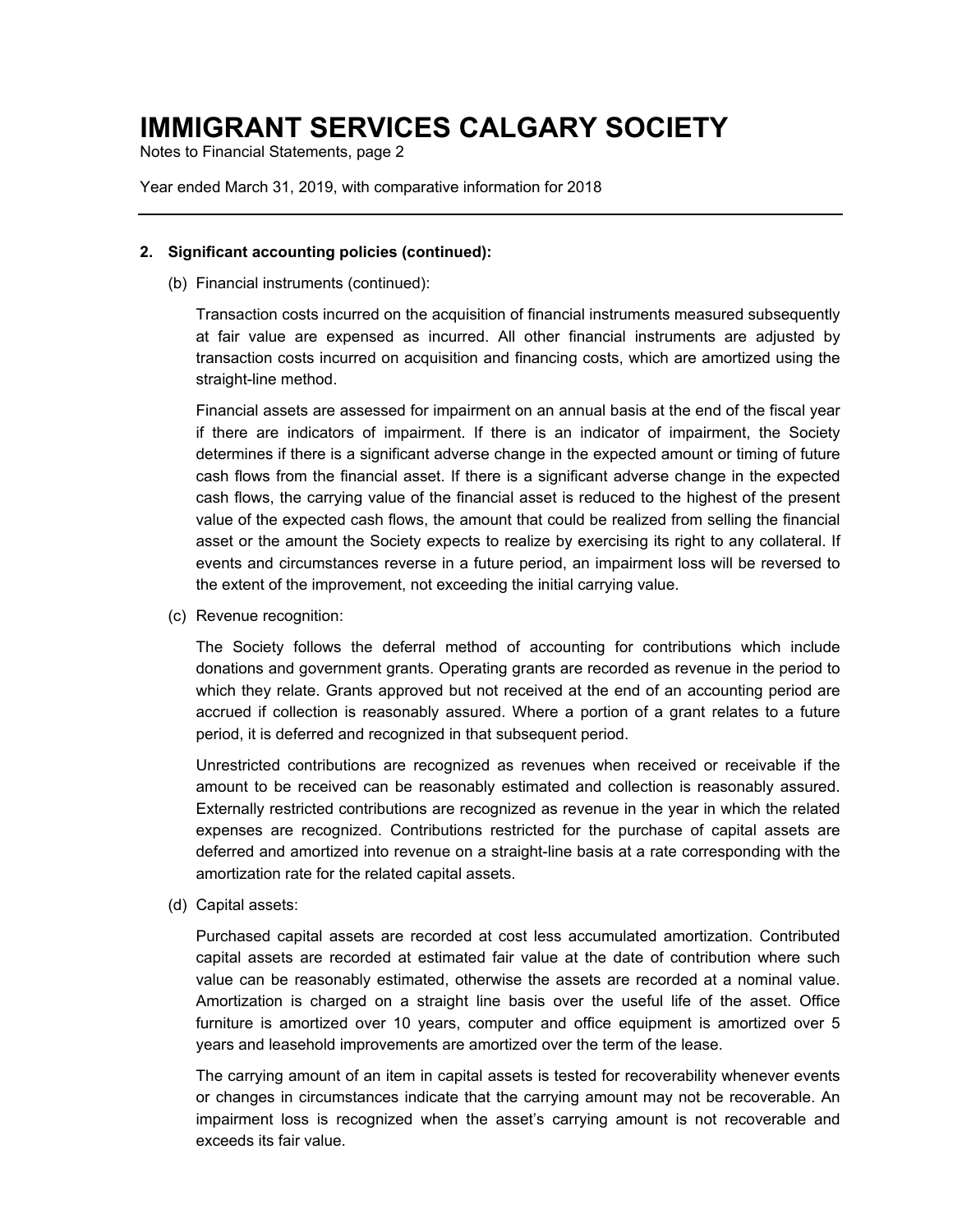## 2. Significant accounting policies (continued):

(b) Financial instruments (continued):

Transaction costs incurred on the acquisition of financial instruments measured subsequently at fair value are expensed as incurred. All other financial instruments are adjusted by transaction costs incurred on acquisition and financing costs, which are amortized using the straight-line method.

Financial assets are assessed for impairment on an annual basis at the end of the fiscal year if there are indicators of impairment. If there is an indicator of impairment, the Society determines if there is a significant adverse change in the expected amount or timing of future cash flows from the financial asset. If there is a significant adverse change in the expected cash flows, the carrying value of the financial asset is reduced to the highest of the present value of the expected cash flows, the amount that could be realized from selling the financial asset or the amount the Society expects to realize by exercising its right to any collateral. If events and circumstances reverse in a future period, an impairment loss will be reversed to the extent of the improvement, not exceeding the initial carrying value.

(c) Revenue recognition:

The Society follows the deferral method of accounting for contributions which include donations and government grants. Operating grants are recorded as revenue in the period to which they relate. Grants approved but not received at the end of an accounting period are accrued if collection is reasonably assured. Where a portion of a grant relates to a future period, it is deferred and recognized in that subsequent period.

Unrestricted contributions are recognized as revenues when received or receivable if the amount to be received can be reasonably estimated and collection is reasonably assured. Externally restricted contributions are recognized as revenue in the year in which the related expenses are recognized. Contributions restricted for the purchase of capital assets are deferred and amortized into revenue on a straight-line basis at a rate corresponding with the amortization rate for the related capital assets.

(d) Capital assets:

Purchased capital assets are recorded at cost less accumulated amortization. Contributed capital assets are recorded at estimated fair value at the date of contribution where such value can be reasonably estimated, otherwise the assets are recorded at a nominal value. Amortization is charged on a straight line basis over the useful life of the asset. Office furniture is amortized over 10 years, computer and office equipment is amortized over 5 years and leasehold improvements are amortized over the term of the lease.

The carrying amount of an item in capital assets is tested for recoverability whenever events or changes in circumstances indicate that the carrying amount may not be recoverable. An impairment loss is recognized when the asset's carrying amount is not recoverable and exceeds its fair value.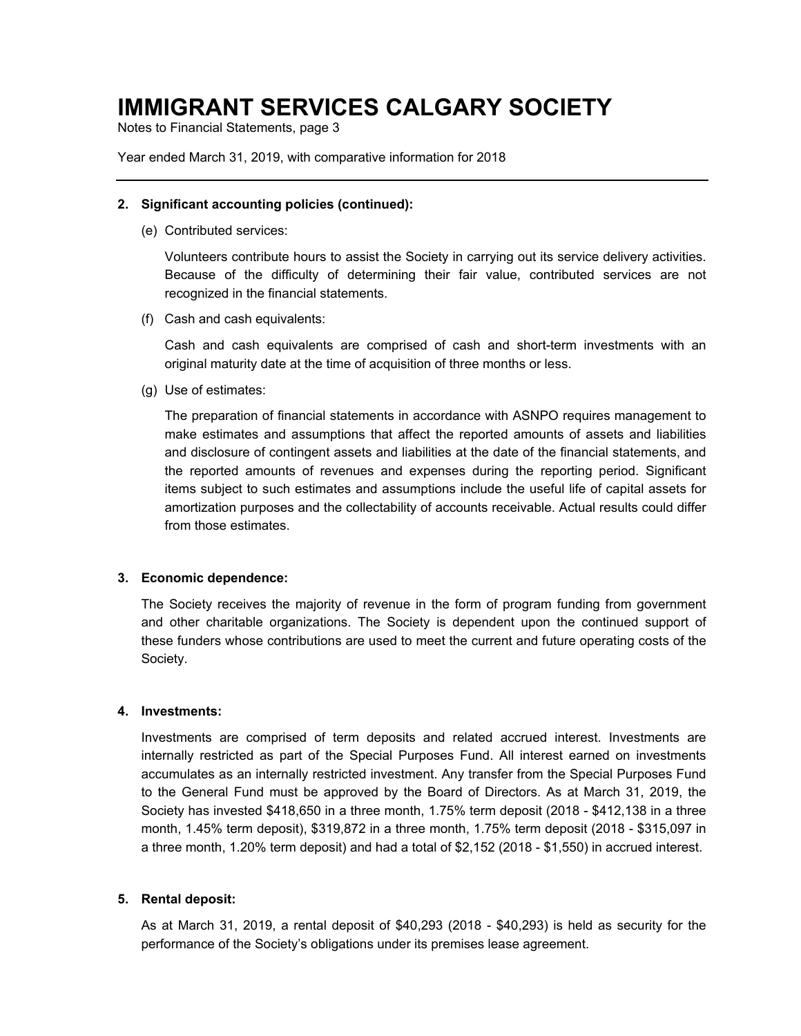# IMMIGRANT SERVICES CALGARY SOCIETY

Notes to Financial Statements, page 3

Year ended March 31, 2019, with comparative information for 2018

**2. Significant accounting policies (continued):**

(e) Contributed services:

Volunteers contribute hours to assist the Society in carrying out its service delivery activities. Because of the difficulty of determining their fair value, contributed services are not recognized in the financial statements.

(f) Cash and cash equivalents:

Cash and cash equivalents are comprised of cash and short-term investments with an original maturity date at the time of acquisition of three months or less.

(g) Use of estimates:

The preparation of financial statements in accordance with ASNPO requires management to make estimates and assumptions that affect the reported amounts of assets and liabilities and disclosure of contingent assets and liabilities at the date of the financial statements, and the reported amounts of revenues and expenses during the reporting period. Significant items subject to such estimates and assumptions include the useful life of capital assets for amortization purposes and the collectability of accounts receivable. Actual results could differ from those estimates.

**3. Economic dependence:**

The Society receives the majority of revenue in the form of program funding from government and other charitable organizations. The Society is dependent upon the continued support of these funders whose contributions are used to meet the current and future operating costs of the Society.

**4. Investments:**

Investments are comprised of term deposits and related accrued interest. Investments are internally restricted as part of the Special Purposes Fund. All interest earned on investments accumulates as an internally restricted investment. Any transfer from the Special Purposes Fund to the General Fund must be approved by the Board of Directors. As at March 31, 2019, the Society has invested $418,650 in a three month, 1.75% term deposit (2018 - $412,138 in a three month, 1.45% term deposit), $319,872 in a three month, 1.75% term deposit (2018 - $315,097 in a three month, 1.20% term deposit) and had a total of $2,152 (2018 - $1,550) in accrued interest.

**5. Rental deposit:**

As at March 31, 2019, a rental deposit of $40,293 (2018 - $40,293) is held as security for the performance of the Society's obligations under its premises lease agreement.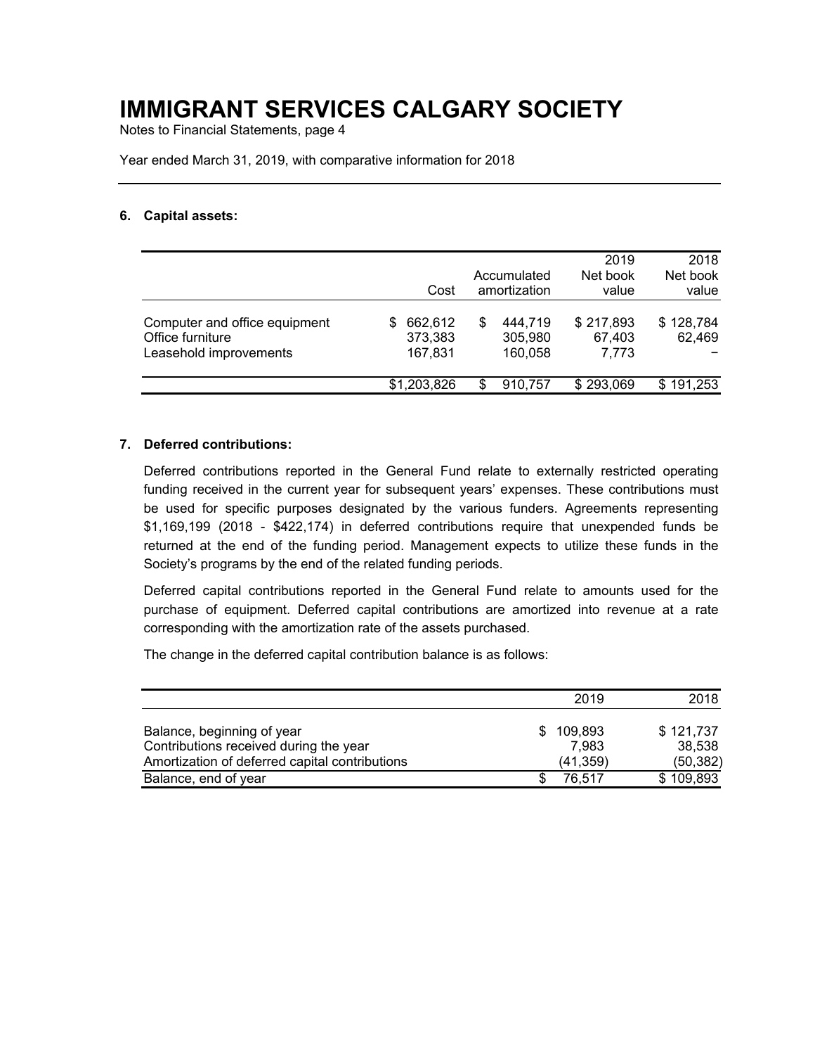# IMMIGRANT SERVICES CALGARY SOCIETY

Notes to Financial Statements, page 4

Year ended March 31, 2019, with comparative information for 2018

### 6. Capital assets:

| | Cost | Accumulated amortization | 2019 Net book value | 2018 Net book value |
|---|---|---|---|---|
| Computer and office equipment | $ 662,612 | $ 444,719 | $ 217,893 | $ 128,784 |
| Office furniture | 373,383 | 305,980 | 67,403 | 62,469 |
| Leasehold improvements | 167,831 | 160,058 | 7,773 | – |
| | $1,203,826 | $ 910,757 | $ 293,069 | $ 191,253 |

### 7. Deferred contributions:

Deferred contributions reported in the General Fund relate to externally restricted operating funding received in the current year for subsequent years' expenses. These contributions must be used for specific purposes designated by the various funders. Agreements representing $1,169,199 (2018 - $422,174) in deferred contributions require that unexpended funds be returned at the end of the funding period. Management expects to utilize these funds in the Society's programs by the end of the related funding periods.

Deferred capital contributions reported in the General Fund relate to amounts used for the purchase of equipment. Deferred capital contributions are amortized into revenue at a rate corresponding with the amortization rate of the assets purchased.

The change in the deferred capital contribution balance is as follows:

| | 2019 | 2018 |
|---|---|---|
| Balance, beginning of year | $ 109,893 | $ 121,737 |
| Contributions received during the year | 7,983 | 38,538 |
| Amortization of deferred capital contributions | (41,359) | (50,382) |
| Balance, end of year | $ 76,517 | $ 109,893 |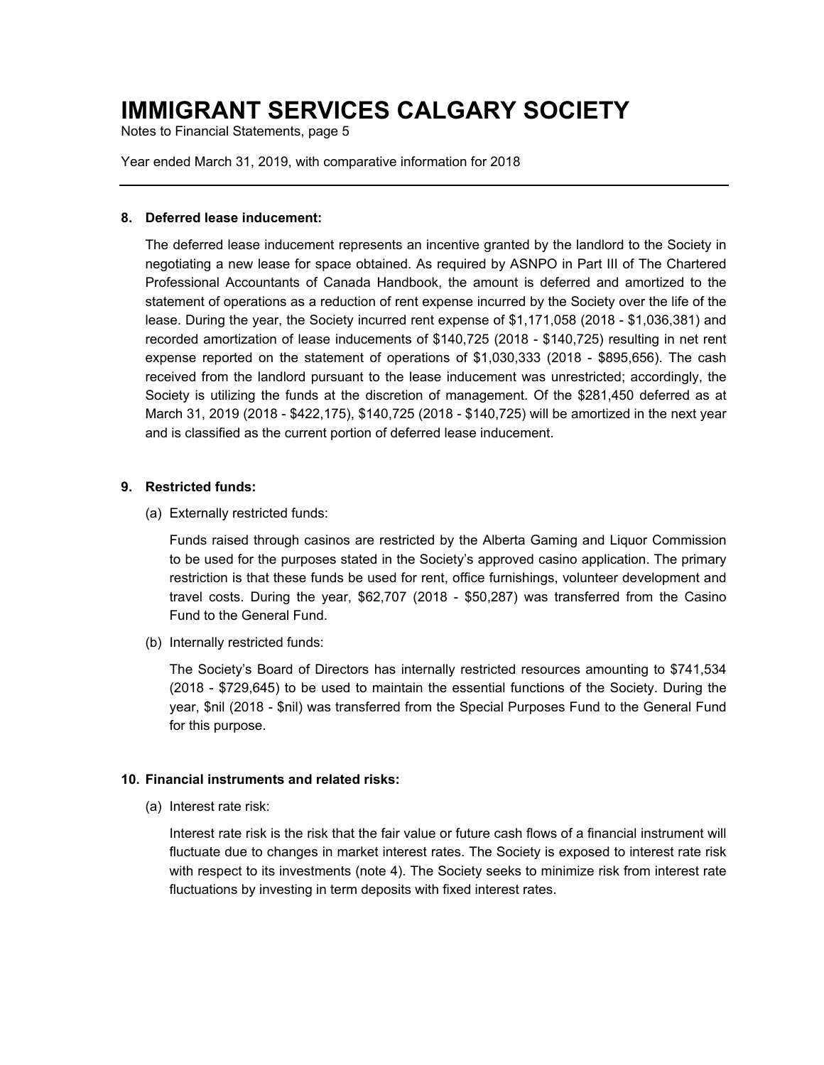# IMMIGRANT SERVICES CALGARY SOCIETY

Notes to Financial Statements, page 5

Year ended March 31, 2019, with comparative information for 2018

---

## 8. Deferred lease inducement:

The deferred lease inducement represents an incentive granted by the landlord to the Society in negotiating a new lease for space obtained. As required by ASNPO in Part III of The Chartered Professional Accountants of Canada Handbook, the amount is deferred and amortized to the statement of operations as a reduction of rent expense incurred by the Society over the life of the lease. During the year, the Society incurred rent expense of $1,171,058 (2018 - $1,036,381) and recorded amortization of lease inducements of $140,725 (2018 - $140,725) resulting in net rent expense reported on the statement of operations of $1,030,333 (2018 - $895,656). The cash received from the landlord pursuant to the lease inducement was unrestricted; accordingly, the Society is utilizing the funds at the discretion of management. Of the $281,450 deferred as at March 31, 2019 (2018 - $422,175), $140,725 (2018 - $140,725) will be amortized in the next year and is classified as the current portion of deferred lease inducement.

## 9. Restricted funds:

(a) Externally restricted funds:

Funds raised through casinos are restricted by the Alberta Gaming and Liquor Commission to be used for the purposes stated in the Society's approved casino application. The primary restriction is that these funds be used for rent, office furnishings, volunteer development and travel costs. During the year, $62,707 (2018 - $50,287) was transferred from the Casino Fund to the General Fund.

(b) Internally restricted funds:

The Society's Board of Directors has internally restricted resources amounting to $741,534 (2018 - $729,645) to be used to maintain the essential functions of the Society. During the year, $nil (2018 - $nil) was transferred from the Special Purposes Fund to the General Fund for this purpose.

## 10. Financial instruments and related risks:

(a) Interest rate risk:

Interest rate risk is the risk that the fair value or future cash flows of a financial instrument will fluctuate due to changes in market interest rates. The Society is exposed to interest rate risk with respect to its investments (note 4). The Society seeks to minimize risk from interest rate fluctuations by investing in term deposits with fixed interest rates.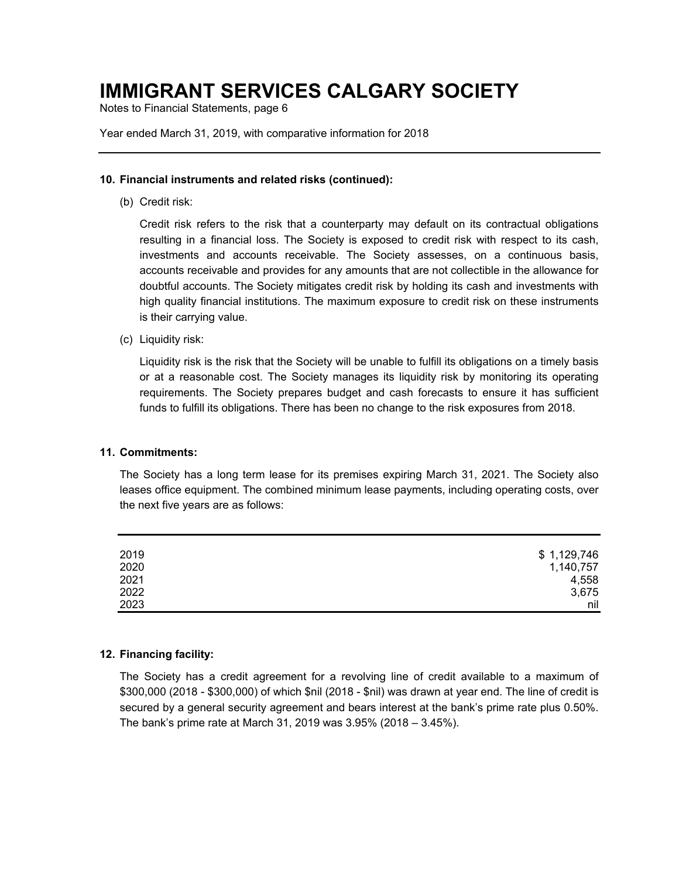### 10. Financial instruments and related risks (continued):

(b) Credit risk:

Credit risk refers to the risk that a counterparty may default on its contractual obligations resulting in a financial loss. The Society is exposed to credit risk with respect to its cash, investments and accounts receivable. The Society assesses, on a continuous basis, accounts receivable and provides for any amounts that are not collectible in the allowance for doubtful accounts. The Society mitigates credit risk by holding its cash and investments with high quality financial institutions. The maximum exposure to credit risk on these instruments is their carrying value.

(c) Liquidity risk:

Liquidity risk is the risk that the Society will be unable to fulfill its obligations on a timely basis or at a reasonable cost. The Society manages its liquidity risk by monitoring its operating requirements. The Society prepares budget and cash forecasts to ensure it has sufficient funds to fulfill its obligations. There has been no change to the risk exposures from 2018.

### 11. Commitments:

The Society has a long term lease for its premises expiring March 31, 2021. The Society also leases office equipment. The combined minimum lease payments, including operating costs, over the next five years are as follows:

| | |
|---|---:|
| 2019 | $ 1,129,746 |
| 2020 | 1,140,757 |
| 2021 | 4,558 |
| 2022 | 3,675 |
| 2023 | nil |

### 12. Financing facility:

The Society has a credit agreement for a revolving line of credit available to a maximum of $300,000 (2018 - $300,000) of which $nil (2018 - $nil) was drawn at year end. The line of credit is secured by a general security agreement and bears interest at the bank's prime rate plus 0.50%. The bank's prime rate at March 31, 2019 was 3.95% (2018 – 3.45%).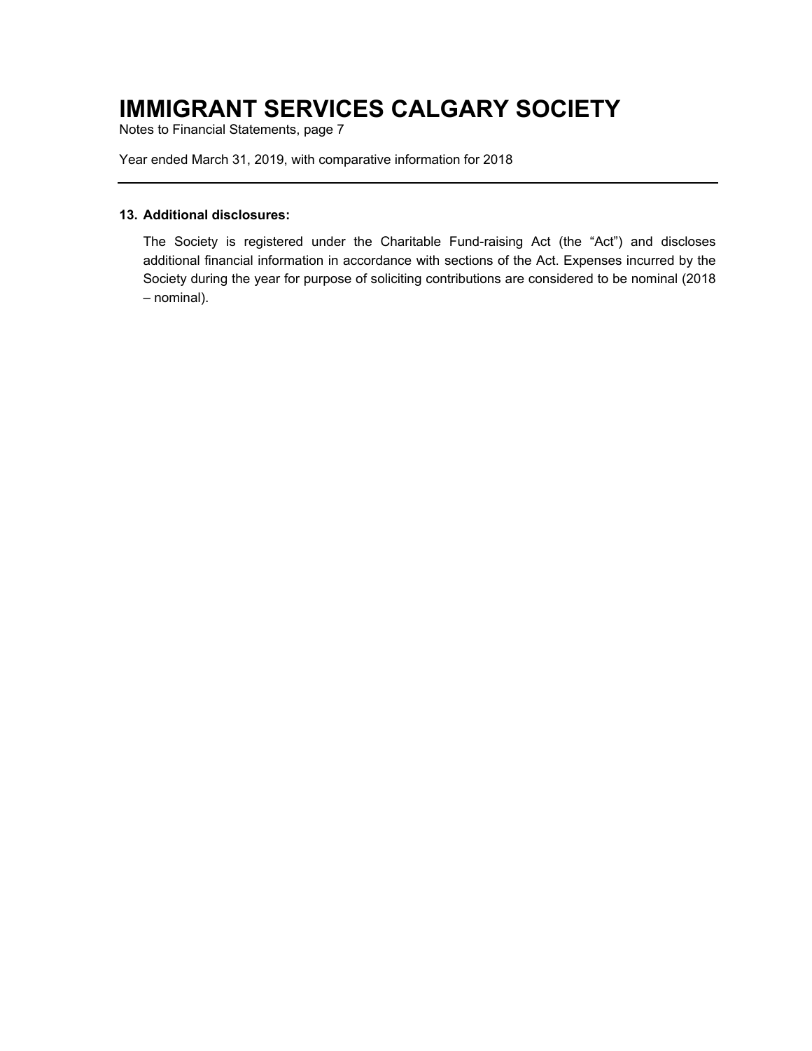# IMMIGRANT SERVICES CALGARY SOCIETY

Notes to Financial Statements, page 7

Year ended March 31, 2019, with comparative information for 2018

---

### 13. Additional disclosures:

The Society is registered under the Charitable Fund-raising Act (the "Act") and discloses additional financial information in accordance with sections of the Act. Expenses incurred by the Society during the year for purpose of soliciting contributions are considered to be nominal (2018 – nominal).